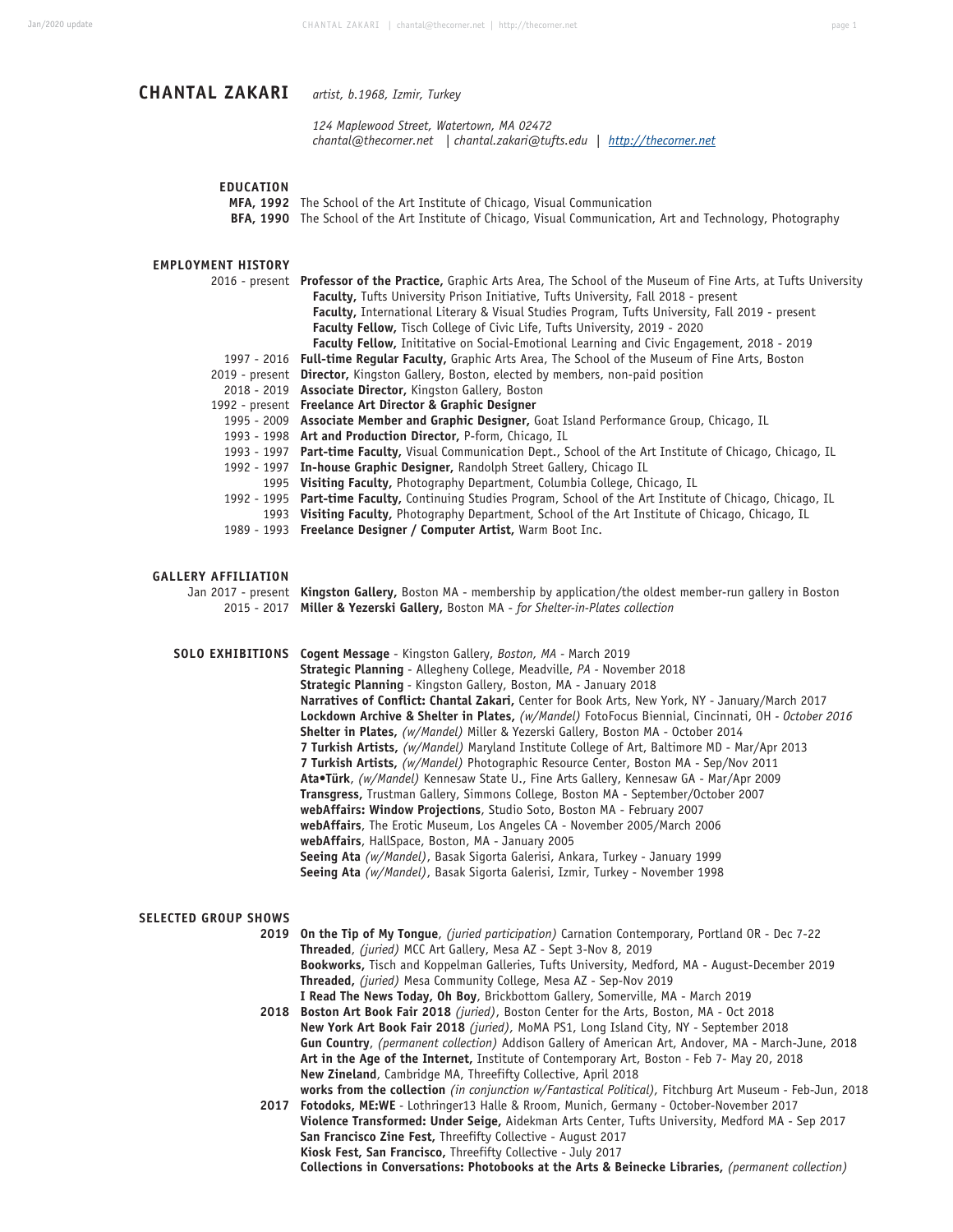# CHANTAL ZAKARI

*artist, b.1968, Izmir, Turkey*

*124 Maplewood Street, Watertown, MA 02472*
*chantal@thecorner.net | chantal.zakari@tufts.edu | [http://thecorner.net](http://thecorner.net)*

## EDUCATION

**MFA, 1992** The School of the Art Institute of Chicago, Visual Communication
**BFA, 1990** The School of the Art Institute of Chicago, Visual Communication, Art and Technology, Photography

## EMPLOYMENT HISTORY

- 2016 - present **Professor of the Practice,** Graphic Arts Area, The School of the Museum of Fine Arts, at Tufts University
  - **Faculty,** Tufts University Prison Initiative, Tufts University, Fall 2018 - present
  - **Faculty,** International Literary & Visual Studies Program, Tufts University, Fall 2019 - present
  - **Faculty Fellow,** Tisch College of Civic Life, Tufts University, 2019 - 2020
  - **Faculty Fellow,** Inititative on Social-Emotional Learning and Civic Engagement, 2018 - 2019
- 1997 - 2016 **Full-time Regular Faculty,** Graphic Arts Area, The School of the Museum of Fine Arts, Boston
- 2019 - present **Director,** Kingston Gallery, Boston, elected by members, non-paid position
- 2018 - 2019 **Associate Director,** Kingston Gallery, Boston
- 1992 - present **Freelance Art Director & Graphic Designer**
- 1995 - 2009 **Associate Member and Graphic Designer,** Goat Island Performance Group, Chicago, IL
- 1993 - 1998 **Art and Production Director,** P-form, Chicago, IL
- 1993 - 1997 **Part-time Faculty,** Visual Communication Dept., School of the Art Institute of Chicago, Chicago, IL
- 1992 - 1997 **In-house Graphic Designer,** Randolph Street Gallery, Chicago IL
- 1995 **Visiting Faculty,** Photography Department, Columbia College, Chicago, IL
- 1992 - 1995 **Part-time Faculty,** Continuing Studies Program, School of the Art Institute of Chicago, Chicago, IL
- 1993 **Visiting Faculty,** Photography Department, School of the Art Institute of Chicago, Chicago, IL
- 1989 - 1993 **Freelance Designer / Computer Artist,** Warm Boot Inc.

## GALLERY AFFILIATION

- Jan 2017 - present **Kingston Gallery,** Boston MA - membership by application/the oldest member-run gallery in Boston
- 2015 - 2017 **Miller & Yezerski Gallery,** Boston MA - *for Shelter-in-Plates collection*

## SOLO EXHIBITIONS

- **Cogent Message** - Kingston Gallery, *Boston, MA* - March 2019
- **Strategic Planning** - Allegheny College, Meadville, *PA* - November 2018
- **Strategic Planning** - Kingston Gallery, Boston, MA - January 2018
- **Narratives of Conflict: Chantal Zakari,** Center for Book Arts, New York, NY - January/March 2017
- **Lockdown Archive & Shelter in Plates,** *(w/Mandel)* FotoFocus Biennial, Cincinnati, OH - *October 2016*
- **Shelter in Plates,** *(w/Mandel)* Miller & Yezerski Gallery, Boston MA - October 2014
- **7 Turkish Artists,** *(w/Mandel)* Maryland Institute College of Art, Baltimore MD - Mar/Apr 2013
- **7 Turkish Artists,** *(w/Mandel)* Photographic Resource Center, Boston MA - Sep/Nov 2011
- **Ata•Türk**, *(w/Mandel)* Kennesaw State U., Fine Arts Gallery, Kennesaw GA - Mar/Apr 2009
- **Transgress,** Trustman Gallery, Simmons College, Boston MA - September/October 2007
- **webAffairs: Window Projections**, Studio Soto, Boston MA - February 2007
- **webAffairs**, The Erotic Museum, Los Angeles CA - November 2005/March 2006
- **webAffairs**, HallSpace, Boston, MA - January 2005
- **Seeing Ata** *(w/Mandel)*, Basak Sigorta Galerisi, Ankara, Turkey - January 1999
- **Seeing Ata** *(w/Mandel)*, Basak Sigorta Galerisi, Izmir, Turkey - November 1998

## SELECTED GROUP SHOWS

**2019**
- **On the Tip of My Tongue**, *(juried participation)* Carnation Contemporary, Portland OR - Dec 7-22
- **Threaded**, *(juried)* MCC Art Gallery, Mesa AZ - Sept 3-Nov 8, 2019
- **Bookworks,** Tisch and Koppelman Galleries, Tufts University, Medford, MA - August-December 2019
- **Threaded,** *(juried)* Mesa Community College, Mesa AZ - Sep-Nov 2019
- **I Read The News Today, Oh Boy**, Brickbottom Gallery, Somerville, MA - March 2019

**2018**
- **Boston Art Book Fair 2018** *(juried)*, Boston Center for the Arts, Boston, MA - Oct 2018
- **New York Art Book Fair 2018** *(juried)*, MoMA PS1, Long Island City, NY - September 2018
- **Gun Country**, *(permanent collection)* Addison Gallery of American Art, Andover, MA - March-June, 2018
- **Art in the Age of the Internet,** Institute of Contemporary Art, Boston - Feb 7- May 20, 2018
- **New Zineland**, Cambridge MA, Threefifty Collective, April 2018
- **works from the collection** *(in conjunction w/Fantastical Political)*, Fitchburg Art Museum - Feb-Jun, 2018

**2017**
- **Fotodoks, ME:WE** - Lothringer13 Halle & Rroom, Munich, Germany - October-November 2017
- **Violence Transformed: Under Seige,** Aidekman Arts Center, Tufts University, Medford MA - Sep 2017
- **San Francisco Zine Fest,** Threefifty Collective - August 2017
- **Kiosk Fest, San Francisco,** Threefifty Collective - July 2017
- **Collections in Conversations: Photobooks at the Arts & Beinecke Libraries,** *(permanent collection)*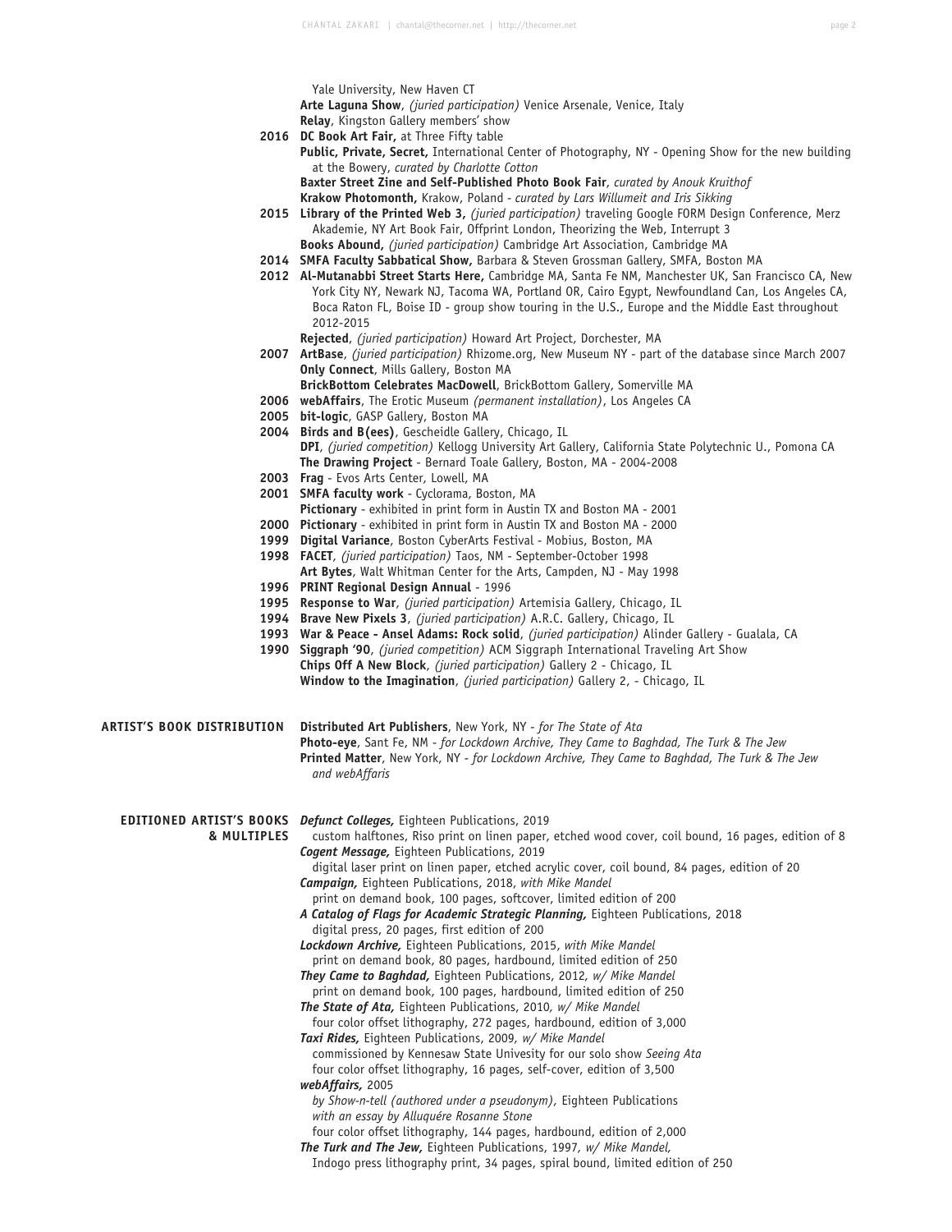Yale University, New Haven CT
**Arte Laguna Show**, *(juried participation)* Venice Arsenale, Venice, Italy
**Relay**, Kingston Gallery members' show

**2016** **DC Book Art Fair,** at Three Fifty table
**Public, Private, Secret,** International Center of Photography, NY - Opening Show for the new building at the Bowery, *curated by Charlotte Cotton*
**Baxter Street Zine and Self-Published Photo Book Fair**, *curated by Anouk Kruithof*
**Krakow Photomonth,** Krakow, Poland - *curated by Lars Willumeit and Iris Sikking*

**2015** **Library of the Printed Web 3,** *(juried participation)* traveling Google FORM Design Conference, Merz Akademie, NY Art Book Fair, Offprint London, Theorizing the Web, Interrupt 3
**Books Abound,** *(juried participation)* Cambridge Art Association, Cambridge MA

**2014** **SMFA Faculty Sabbatical Show,** Barbara & Steven Grossman Gallery, SMFA, Boston MA

**2012** **Al-Mutanabbi Street Starts Here,** Cambridge MA, Santa Fe NM, Manchester UK, San Francisco CA, New York City NY, Newark NJ, Tacoma WA, Portland OR, Cairo Egypt, Newfoundland Can, Los Angeles CA, Boca Raton FL, Boise ID - group show touring in the U.S., Europe and the Middle East throughout 2012-2015
**Rejected**, *(juried participation)* Howard Art Project, Dorchester, MA

**2007** **ArtBase**, *(juried participation)* Rhizome.org, New Museum NY - part of the database since March 2007
**Only Connect**, Mills Gallery, Boston MA
**BrickBottom Celebrates MacDowell**, BrickBottom Gallery, Somerville MA

**2006** **webAffairs**, The Erotic Museum *(permanent installation)*, Los Angeles CA

**2005** **bit-logic**, GASP Gallery, Boston MA

**2004** **Birds and B(ees)**, Gescheidle Gallery, Chicago, IL
**DPI**, *(juried competition)* Kellogg University Art Gallery, California State Polytechnic U., Pomona CA
**The Drawing Project** - Bernard Toale Gallery, Boston, MA - 2004-2008

**2003** **Frag** - Evos Arts Center, Lowell, MA

**2001** **SMFA faculty work** - Cyclorama, Boston, MA
**Pictionary** - exhibited in print form in Austin TX and Boston MA - 2001

**2000** **Pictionary** - exhibited in print form in Austin TX and Boston MA - 2000

**1999** **Digital Variance**, Boston CyberArts Festival - Mobius, Boston, MA

**1998** **FACET**, *(juried participation)* Taos, NM - September-October 1998
**Art Bytes**, Walt Whitman Center for the Arts, Campden, NJ - May 1998

**1996** **PRINT Regional Design Annual** - 1996

**1995** **Response to War**, *(juried participation)* Artemisia Gallery, Chicago, IL

**1994** **Brave New Pixels 3**, *(juried participation)* A.R.C. Gallery, Chicago, IL

**1993** **War & Peace - Ansel Adams: Rock solid**, *(juried participation)* Alinder Gallery - Gualala, CA

**1990** **Siggraph '90**, *(juried competition)* ACM Siggraph International Traveling Art Show
**Chips Off A New Block**, *(juried participation)* Gallery 2 - Chicago, IL
**Window to the Imagination**, *(juried participation)* Gallery 2, - Chicago, IL

## ARTIST'S BOOK DISTRIBUTION

**Distributed Art Publishers**, New York, NY - *for The State of Ata*
**Photo-eye**, Sant Fe, NM - *for Lockdown Archive, They Came to Baghdad, The Turk & The Jew*
**Printed Matter**, New York, NY - *for Lockdown Archive, They Came to Baghdad, The Turk & The Jew and webAffaris*

## EDITIONED ARTIST'S BOOKS & MULTIPLES

***Defunct Colleges,*** Eighteen Publications, 2019
custom halftones, Riso print on linen paper, etched wood cover, coil bound, 16 pages, edition of 8

***Cogent Message,*** Eighteen Publications, 2019
digital laser print on linen paper, etched acrylic cover, coil bound, 84 pages, edition of 20

***Campaign,*** Eighteen Publications, 2018, *with Mike Mandel*
print on demand book, 100 pages, softcover, limited edition of 200

***A Catalog of Flags for Academic Strategic Planning,*** Eighteen Publications, 2018
digital press, 20 pages, first edition of 200

***Lockdown Archive,*** Eighteen Publications, 2015, *with Mike Mandel*
print on demand book, 80 pages, hardbound, limited edition of 250

***They Came to Baghdad,*** Eighteen Publications, 2012, *w/ Mike Mandel*
print on demand book, 100 pages, hardbound, limited edition of 250

***The State of Ata,*** Eighteen Publications, 2010, *w/ Mike Mandel*
four color offset lithography, 272 pages, hardbound, edition of 3,000

***Taxi Rides,*** Eighteen Publications, 2009, *w/ Mike Mandel*
commissioned by Kennesaw State Univesity for our solo show *Seeing Ata*
four color offset lithography, 16 pages, self-cover, edition of 3,500

***webAffairs,*** 2005
*by Show-n-tell (authored under a pseudonym),* Eighteen Publications
*with an essay by Alluquére Rosanne Stone*
four color offset lithography, 144 pages, hardbound, edition of 2,000

***The Turk and The Jew,*** Eighteen Publications, 1997, *w/ Mike Mandel,*
Indogo press lithography print, 34 pages, spiral bound, limited edition of 250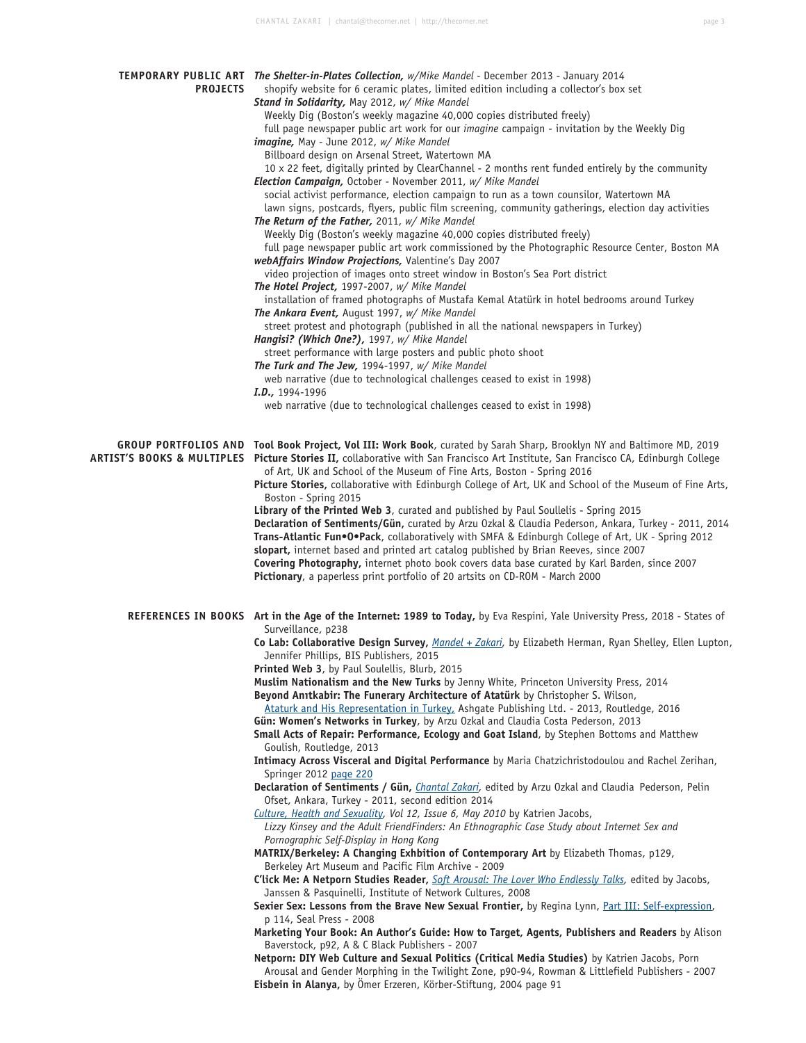## TEMPORARY PUBLIC ART PROJECTS

***The Shelter-in-Plates Collection,*** *w/Mike Mandel* - December 2013 - January 2014
shopify website for 6 ceramic plates, limited edition including a collector's box set

***Stand in Solidarity,*** May 2012, *w/ Mike Mandel*
Weekly Dig (Boston's weekly magazine 40,000 copies distributed freely)
full page newspaper public art work for our *imagine* campaign - invitation by the Weekly Dig

***imagine,*** May - June 2012, *w/ Mike Mandel*
Billboard design on Arsenal Street, Watertown MA
10 x 22 feet, digitally printed by ClearChannel - 2 months rent funded entirely by the community

***Election Campaign,*** October - November 2011, *w/ Mike Mandel*
social activist performance, election campaign to run as a town counsilor, Watertown MA
lawn signs, postcards, flyers, public film screening, community gatherings, election day activities

***The Return of the Father,*** 2011, *w/ Mike Mandel*
Weekly Dig (Boston's weekly magazine 40,000 copies distributed freely)
full page newspaper public art work commissioned by the Photographic Resource Center, Boston MA

***webAffairs Window Projections,*** Valentine's Day 2007
video projection of images onto street window in Boston's Sea Port district

***The Hotel Project,*** 1997-2007, *w/ Mike Mandel*
installation of framed photographs of Mustafa Kemal Atatürk in hotel bedrooms around Turkey

***The Ankara Event,*** August 1997, *w/ Mike Mandel*
street protest and photograph (published in all the national newspapers in Turkey)

***Hangisi? (Which One?),*** 1997, *w/ Mike Mandel*
street performance with large posters and public photo shoot

***The Turk and The Jew,*** 1994-1997, *w/ Mike Mandel*
web narrative (due to technological challenges ceased to exist in 1998)

***I.D.,*** 1994-1996
web narrative (due to technological challenges ceased to exist in 1998)

## GROUP PORTFOLIOS AND ARTIST'S BOOKS & MULTIPLES

**Tool Book Project, Vol III: Work Book**, curated by Sarah Sharp, Brooklyn NY and Baltimore MD, 2019

**Picture Stories II,** collaborative with San Francisco Art Institute, San Francisco CA, Edinburgh College of Art, UK and School of the Museum of Fine Arts, Boston - Spring 2016

**Picture Stories,** collaborative with Edinburgh College of Art, UK and School of the Museum of Fine Arts, Boston - Spring 2015

**Library of the Printed Web 3**, curated and published by Paul Soullelis - Spring 2015

**Declaration of Sentiments/Gün,** curated by Arzu Ozkal & Claudia Pederson, Ankara, Turkey - 2011, 2014

**Trans-Atlantic Fun•O•Pack**, collaboratively with SMFA & Edinburgh College of Art, UK - Spring 2012

**slopart,** internet based and printed art catalog published by Brian Reeves, since 2007

**Covering Photography,** internet photo book covers data base curated by Karl Barden, since 2007

**Pictionary**, a paperless print portfolio of 20 artsits on CD-ROM - March 2000

## REFERENCES IN BOOKS

**Art in the Age of the Internet: 1989 to Today,** by Eva Respini, Yale University Press, 2018 - States of Surveillance, p238

**Co Lab: Collaborative Design Survey,** *Mandel + Zakari,* by Elizabeth Herman, Ryan Shelley, Ellen Lupton, Jennifer Phillips, BIS Publishers, 2015

**Printed Web 3**, by Paul Soulellis, Blurb, 2015

**Muslim Nationalism and the New Turks** by Jenny White, Princeton University Press, 2014

**Beyond Anıtkabir: The Funerary Architecture of Atatürk** by Christopher S. Wilson,
Ataturk and His Representation in Turkey, Ashgate Publishing Ltd. - 2013, Routledge, 2016

**Gün: Women's Networks in Turkey**, by Arzu Ozkal and Claudia Costa Pederson, 2013

**Small Acts of Repair: Performance, Ecology and Goat Island**, by Stephen Bottoms and Matthew Goulish, Routledge, 2013

**Intimacy Across Visceral and Digital Performance** by Maria Chatzichristodoulou and Rachel Zerihan, Springer 2012 page 220

**Declaration of Sentiments / Gün,** *Chantal Zakari,* edited by Arzu Ozkal and Claudia Pederson, Pelin Ofset, Ankara, Turkey - 2011, second edition 2014

*Culture, Health and Sexuality, Vol 12, Issue 6, May 2010* by Katrien Jacobs,
*Lizzy Kinsey and the Adult FriendFinders: An Ethnographic Case Study about Internet Sex and Pornographic Self-Display in Hong Kong*

**MATRIX/Berkeley: A Changing Exhbition of Contemporary Art** by Elizabeth Thomas, p129, Berkeley Art Museum and Pacific Film Archive - 2009

**C'lick Me: A Netporn Studies Reader,** *Soft Arousal: The Lover Who Endlessly Talks,* edited by Jacobs, Janssen & Pasquinelli, Institute of Network Cultures, 2008

**Sexier Sex: Lessons from the Brave New Sexual Frontier,** by Regina Lynn, Part III: Self-expression, p 114, Seal Press - 2008

**Marketing Your Book: An Author's Guide: How to Target, Agents, Publishers and Readers** by Alison Baverstock, p92, A & C Black Publishers - 2007

**Netporn: DIY Web Culture and Sexual Politics (Critical Media Studies)** by Katrien Jacobs, Porn Arousal and Gender Morphing in the Twilight Zone, p90-94, Rowman & Littlefield Publishers - 2007

**Eisbein in Alanya,** by Ömer Erzeren, Körber-Stiftung, 2004 page 91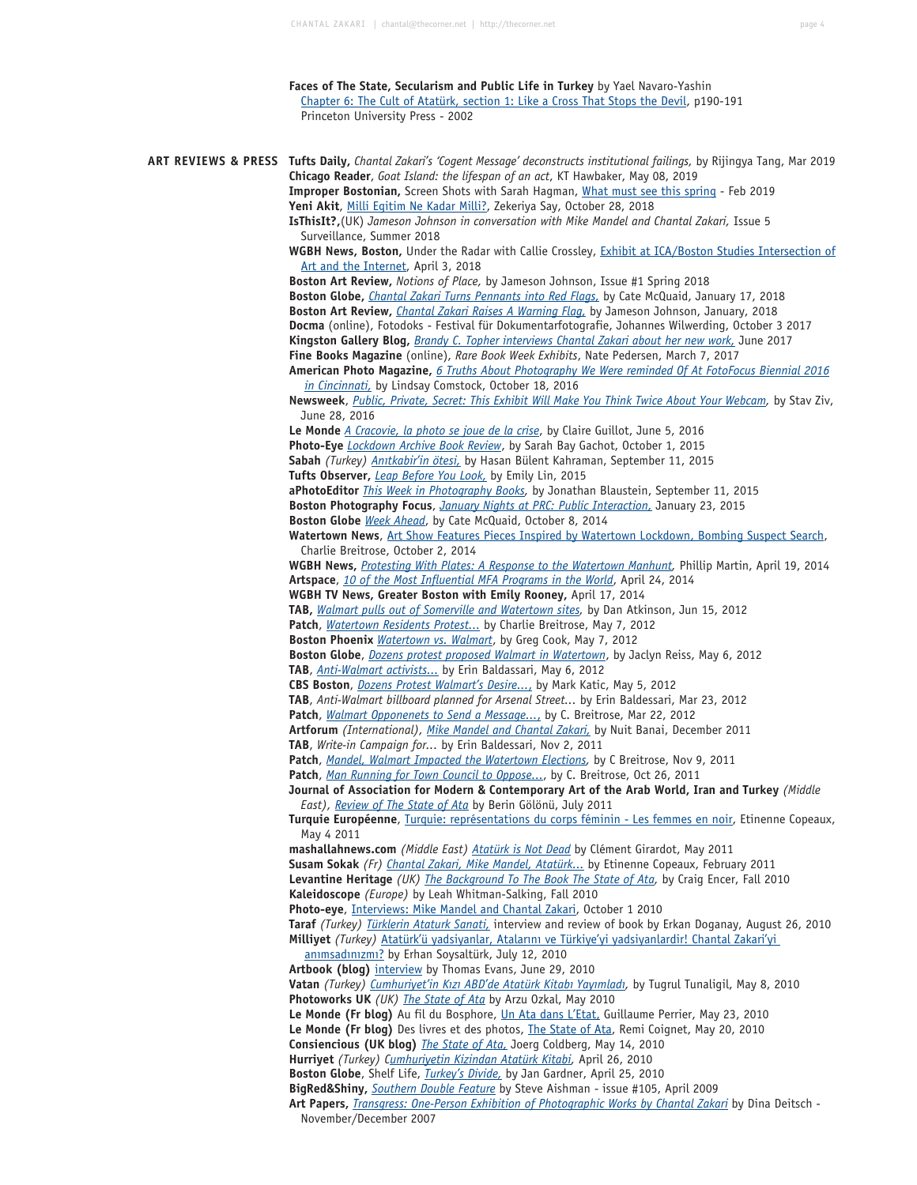**Faces of The State, Secularism and Public Life in Turkey** by Yael Navaro-Yashin
Chapter 6: The Cult of Atatürk, section 1: Like a Cross That Stops the Devil, p190-191
Princeton University Press - 2002

## ART REVIEWS & PRESS

**Tufts Daily,** *Chantal Zakari's 'Cogent Message' deconstructs institutional failings,* by Rijingya Tang, Mar 2019
**Chicago Reader**, *Goat Island: the lifespan of an act*, KT Hawbaker, May 08, 2019
**Improper Bostonian,** Screen Shots with Sarah Hagman, What must see this spring - Feb 2019
**Yeni Akit**, Milli Egitim Ne Kadar Milli?, Zekeriya Say, October 28, 2018
**IsThisIt?,**(UK) *Jameson Johnson in conversation with Mike Mandel and Chantal Zakari,* Issue 5 Surveillance, Summer 2018
**WGBH News, Boston,** Under the Radar with Callie Crossley, Exhibit at ICA/Boston Studies Intersection of Art and the Internet, April 3, 2018
**Boston Art Review,** *Notions of Place,* by Jameson Johnson, Issue #1 Spring 2018
**Boston Globe,** *Chantal Zakari Turns Pennants into Red Flags,* by Cate McQuaid, January 17, 2018
**Boston Art Review,** *Chantal Zakari Raises A Warning Flag,* by Jameson Johnson, January, 2018
**Docma** (online), Fotodoks - Festival für Dokumentarfotografie, Johannes Wilwerding, October 3 2017
**Kingston Gallery Blog,** *Brandy C. Topher interviews Chantal Zakari about her new work,* June 2017
**Fine Books Magazine** (online), *Rare Book Week Exhibits*, Nate Pedersen, March 7, 2017
**American Photo Magazine,** *6 Truths About Photography We Were reminded Of At FotoFocus Biennial 2016 in Cincinnati,* by Lindsay Comstock, October 18, 2016
**Newsweek**, *Public, Private, Secret: This Exhibit Will Make You Think Twice About Your Webcam,* by Stav Ziv, June 28, 2016
**Le Monde** *A Cracovie, la photo se joue de la crise*, by Claire Guillot, June 5, 2016
**Photo-Eye** *Lockdown Archive Book Review*, by Sarah Bay Gachot, October 1, 2015
**Sabah** *(Turkey) Anıtkabir'in ötesi,* by Hasan Bülent Kahraman, September 11, 2015
**Tufts Observer,** *Leap Before You Look,* by Emily Lin, 2015
**aPhotoEditor** *This Week in Photography Books,* by Jonathan Blaustein, September 11, 2015
**Boston Photography Focus**, *January Nights at PRC: Public Interaction,* January 23, 2015
**Boston Globe** *Week Ahead*, by Cate McQuaid, October 8, 2014
**Watertown News**, Art Show Features Pieces Inspired by Watertown Lockdown, Bombing Suspect Search, Charlie Breitrose, October 2, 2014
**WGBH News,** *Protesting With Plates: A Response to the Watertown Manhunt,* Phillip Martin, April 19, 2014
**Artspace**, *10 of the Most Influential MFA Programs in the World*, April 24, 2014
**WGBH TV News, Greater Boston with Emily Rooney,** April 17, 2014
**TAB,** *Walmart pulls out of Somerville and Watertown sites,* by Dan Atkinson, Jun 15, 2012
**Patch**, *Watertown Residents Protest...* by Charlie Breitrose, May 7, 2012
**Boston Phoenix** *Watertown vs. Walmart*, by Greg Cook, May 7, 2012
**Boston Globe**, *Dozens protest proposed Walmart in Watertown*, by Jaclyn Reiss, May 6, 2012
**TAB**, *Anti-Walmart activists...* by Erin Baldassari, May 6, 2012
**CBS Boston**, *Dozens Protest Walmart's Desire...,* by Mark Katic, May 5, 2012
**TAB**, *Anti-Walmart billboard planned for Arsenal Street...* by Erin Baldessari, Mar 23, 2012
**Patch**, *Walmart Opponenets to Send a Message...,* by C. Breitrose, Mar 22, 2012
**Artforum** *(International), Mike Mandel and Chantal Zakari,* by Nuit Banai, December 2011
**TAB**, *Write-in Campaign for...* by Erin Baldessari, Nov 2, 2011
**Patch**, *Mandel, Walmart Impacted the Watertown Elections,* by C Breitrose, Nov 9, 2011
**Patch**, *Man Running for Town Council to Oppose...*, by C. Breitrose, Oct 26, 2011
**Journal of Association for Modern & Contemporary Art of the Arab World, Iran and Turkey** *(Middle East), Review of The State of Ata* by Berin Gölönü, July 2011
**Turquie Européenne**, Turquie: représentations du corps féminin - Les femmes en noir, Etinenne Copeaux, May 4 2011
**mashallahnews.com** *(Middle East) Atatürk is Not Dead* by Clément Girardot, May 2011
**Susam Sokak** *(Fr) Chantal Zakari, Mike Mandel, Atatürk...* by Etinenne Copeaux, February 2011
**Levantine Heritage** *(UK) The Background To The Book The State of Ata,* by Craig Encer, Fall 2010
**Kaleidoscope** *(Europe)* by Leah Whitman-Salking, Fall 2010
**Photo-eye**, Interviews: Mike Mandel and Chantal Zakari, October 1 2010
**Taraf** *(Turkey) Türklerin Ataturk Sanati,* interview and review of book by Erkan Doganay, August 26, 2010
**Milliyet** *(Turkey)* Atatürk'ü yadsiyanlar, Atalarını ve Türkiye'yi yadsiyanlardir! Chantal Zakari'yi anımsadınızmı? by Erhan Soysaltürk, July 12, 2010
**Artbook (blog)** interview by Thomas Evans, June 29, 2010
**Vatan** *(Turkey) Cumhuriyet'in Kızı ABD'de Atatürk Kitabı Yayımladı,* by Tugrul Tunaligil, May 8, 2010
**Photoworks UK** *(UK) The State of Ata* by Arzu Ozkal, May 2010
**Le Monde (Fr blog)** Au fil du Bosphore, Un Ata dans L'Etat, Guillaume Perrier, May 23, 2010
**Le Monde (Fr blog)** Des livres et des photos, The State of Ata, Remi Coignet, May 20, 2010
**Consiencious (UK blog)** *The State of Ata,* Joerg Coldberg, May 14, 2010
**Hurriyet** *(Turkey) Cumhuriyetin Kizindan Atatürk Kitabi,* April 26, 2010
**Boston Globe**, Shelf Life, *Turkey's Divide,* by Jan Gardner, April 25, 2010
**BigRed&Shiny,** *Southern Double Feature* by Steve Aishman - issue #105, April 2009
**Art Papers,** *Transgress: One-Person Exhibition of Photographic Works by Chantal Zakari* by Dina Deitsch - November/December 2007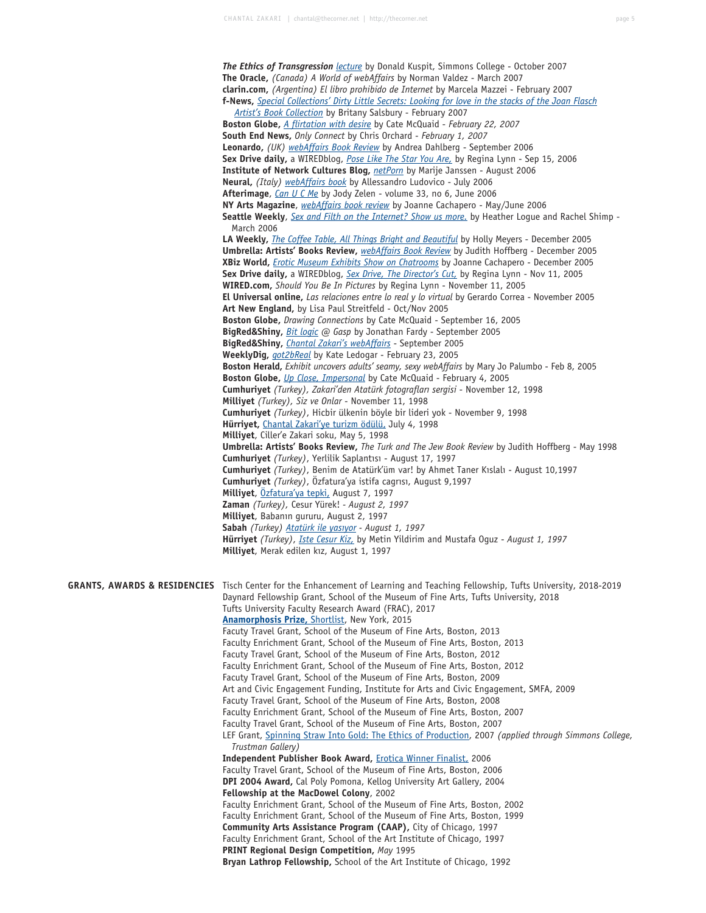***The Ethics of Transgression*** *lecture* by Donald Kuspit, Simmons College - October 2007
**The Oracle,** *(Canada) A World of webAffairs* by Norman Valdez - March 2007
**clarin.com,** *(Argentina) El libro prohibido de Internet* by Marcela Mazzei - February 2007
**f-News,** *Special Collections' Dirty Little Secrets: Looking for love in the stacks of the Joan Flasch Artist's Book Collection* by Britany Salsbury - February 2007
**Boston Globe,** *A flirtation with desire* by Cate McQuaid - *February 22, 2007*
**South End News,** *Only Connect* by Chris Orchard - *February 1, 2007*
**Leonardo,** *(UK) webAffairs Book Review* by Andrea Dahlberg - September 2006
**Sex Drive daily,** a WIREDblog, *Pose Like The Star You Are,* by Regina Lynn - Sep 15, 2006
**Institute of Network Cultures Blog,** *netPorn* by Marije Janssen - August 2006
**Neural,** *(Italy) webAffairs book* by Allessandro Ludovico - July 2006
**Afterimage**, *Can U C Me* by Jody Zelen - volume 33, no 6, June 2006
**NY Arts Magazine**, *webAffairs book review* by Joanne Cachapero - May/June 2006
**Seattle Weekly**, *Sex and Filth on the Internet? Show us more.* by Heather Logue and Rachel Shimp - March 2006
**LA Weekly,** *The Coffee Table, All Things Bright and Beautiful* by Holly Meyers - December 2005
**Umbrella: Artists' Books Review,** *webAffairs Book Review* by Judith Hoffberg - December 2005
**XBiz World,** *Erotic Museum Exhibits Show on Chatrooms* by Joanne Cachapero - December 2005
**Sex Drive daily,** a WIREDblog, *Sex Drive, The Director's Cut,* by Regina Lynn - Nov 11, 2005
**WIRED.com,** *Should You Be In Pictures* by Regina Lynn - November 11, 2005
**El Universal online,** *Las relaciones entre lo real y lo virtual* by Gerardo Correa - November 2005
**Art New England,** by Lisa Paul Streitfeld - Oct/Nov 2005
**Boston Globe,** *Drawing Connections* by Cate McQuaid - September 16, 2005
**BigRed&Shiny,** *Bit logic* @ Gasp by Jonathan Fardy - September 2005
**BigRed&Shiny,** *Chantal Zakari's webAffairs* - September 2005
**WeeklyDig,** *got2bReal* by Kate Ledogar - February 23, 2005
**Boston Herald,** *Exhibit uncovers adults' seamy, sexy webAffairs* by Mary Jo Palumbo - Feb 8, 2005
**Boston Globe,** *Up Close, Impersonal* by Cate McQuaid - February 4, 2005
**Cumhuriyet** *(Turkey), Zakari'den Atatürk fotografları sergisi* - November 12, 1998
**Milliyet** *(Turkey), Siz ve Onlar* - November 11, 1998
**Cumhuriyet** *(Turkey)*, Hicbir ülkenin böyle bir lideri yok - November 9, 1998
**Hürriyet,** Chantal Zakari'ye turizm ödülü, July 4, 1998
**Milliyet**, Ciller'e Zakari soku, May 5, 1998
**Umbrella: Artists' Books Review,** *The Turk and The Jew Book Review* by Judith Hoffberg - May 1998
**Cumhuriyet** *(Turkey)*, Yerlilik Saplantısı - August 17, 1997
**Cumhuriyet** *(Turkey)*, Benim de Atatürk'üm var! by Ahmet Taner Kıslalı - August 10,1997
**Cumhuriyet** *(Turkey)*, Özfatura'ya istifa cagrısı, August 9,1997
**Milliyet**, Özfatura'ya tepki, August 7, 1997
**Zaman** *(Turkey)*, Cesur Yürek! - *August 2, 1997*
**Milliyet**, Babanın gururu, August 2, 1997
**Sabah** *(Turkey) Atatürk ile yasıyor - August 1, 1997*
**Hürriyet** *(Turkey)*, *Iste Cesur Kiz,* by Metin Yildirim and Mustafa Oguz - *August 1, 1997*
**Milliyet**, Merak edilen kız, August 1, 1997

## GRANTS, AWARDS & RESIDENCIES

Tisch Center for the Enhancement of Learning and Teaching Fellowship, Tufts University, 2018-2019
Daynard Fellowship Grant, School of the Museum of Fine Arts, Tufts University, 2018
Tufts University Faculty Research Award (FRAC), 2017
**Anamorphosis Prize,** Shortlist, New York, 2015
Facuty Travel Grant, School of the Museum of Fine Arts, Boston, 2013
Faculty Enrichment Grant, School of the Museum of Fine Arts, Boston, 2013
Facuty Travel Grant, School of the Museum of Fine Arts, Boston, 2012
Faculty Enrichment Grant, School of the Museum of Fine Arts, Boston, 2012
Facuty Travel Grant, School of the Museum of Fine Arts, Boston, 2009
Art and Civic Engagement Funding, Institute for Arts and Civic Engagement, SMFA, 2009
Facuty Travel Grant, School of the Museum of Fine Arts, Boston, 2008
Faculty Enrichment Grant, School of the Museum of Fine Arts, Boston, 2007
Faculty Travel Grant, School of the Museum of Fine Arts, Boston, 2007
LEF Grant, Spinning Straw Into Gold: The Ethics of Production, 2007 *(applied through Simmons College, Trustman Gallery)*
**Independent Publisher Book Award,** Erotica Winner Finalist, 2006
Faculty Travel Grant, School of the Museum of Fine Arts, Boston, 2006
**DPI 2004 Award,** Cal Poly Pomona, Kellog University Art Gallery, 2004
**Fellowship at the MacDowel Colony**, 2002
Faculty Enrichment Grant, School of the Museum of Fine Arts, Boston, 2002
Faculty Enrichment Grant, School of the Museum of Fine Arts, Boston, 1999
**Community Arts Assistance Program (CAAP),** City of Chicago, 1997
Faculty Enrichment Grant, School of the Art Institute of Chicago, 1997
**PRINT Regional Design Competition,** *May* 1995
**Bryan Lathrop Fellowship,** School of the Art Institute of Chicago, 1992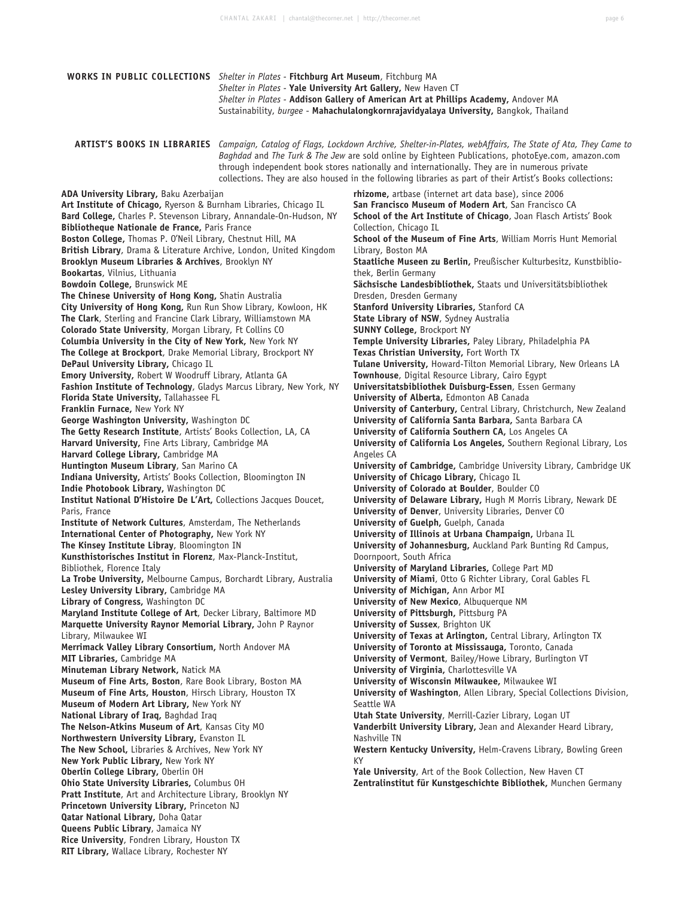## WORKS IN PUBLIC COLLECTIONS

*Shelter in Plates* - **Fitchburg Art Museum**, Fitchburg MA
*Shelter in Plates* - **Yale University Art Gallery,** New Haven CT
*Shelter in Plates* - **Addison Gallery of American Art at Phillips Academy,** Andover MA
Sustainability, *burgee* - **Mahachulalongkornrajavidyalaya University,** Bangkok, Thailand

## ARTIST'S BOOKS IN LIBRARIES

*Campaign, Catalog of Flags, Lockdown Archive, Shelter-in-Plates, webAffairs, The State of Ata, They Came to Baghdad* and *The Turk & The Jew* are sold online by Eighteen Publications, photoEye.com, amazon.com through independent book stores nationally and internationally. They are in numerous private collections. They are also housed in the following libraries as part of their Artist's Books collections:

**ADA University Library,** Baku Azerbaijan
**Art Institute of Chicago,** Ryerson & Burnham Libraries, Chicago IL
**Bard College,** Charles P. Stevenson Library, Annandale-On-Hudson, NY
**Bibliotheque Nationale de France,** Paris France
**Boston College,** Thomas P. O'Neil Library, Chestnut Hill, MA
**British Library**, Drama & Literature Archive, London, United Kingdom
**Brooklyn Museum Libraries & Archives**, Brooklyn NY
**Bookartas**, Vilnius, Lithuania
**Bowdoin College,** Brunswick ME
**The Chinese University of Hong Kong,** Shatin Australia
**City University of Hong Kong,** Run Run Show Library, Kowloon, HK
**The Clark**, Sterling and Francine Clark Library, Williamstown MA
**Colorado State University**, Morgan Library, Ft Collins CO
**Columbia University in the City of New York,** New York NY
**The College at Brockport**, Drake Memorial Library, Brockport NY
**DePaul University Library,** Chicago IL
**Emory University,** Robert W Woodruff Library, Atlanta GA
**Fashion Institute of Technology**, Gladys Marcus Library, New York, NY
**Florida State University,** Tallahassee FL
**Franklin Furnace,** New York NY
**George Washington University,** Washington DC
**The Getty Research Institute**, Artists' Books Collection, LA, CA
**Harvard University,** Fine Arts Library, Cambridge MA
**Harvard College Library,** Cambridge MA
**Huntington Museum Library**, San Marino CA
**Indiana University,** Artists' Books Collection, Bloomington IN
**Indie Photobook Library,** Washington DC
**Institut National D'Histoire De L'Art,** Collections Jacques Doucet, Paris, France
**Institute of Network Cultures**, Amsterdam, The Netherlands
**International Center of Photography,** New York NY
**The Kinsey Institute Libray**, Bloomington IN
**Kunsthistorisches Institut in Florenz**, Max-Planck-Institut, Bibliothek, Florence Italy
**La Trobe University,** Melbourne Campus, Borchardt Library, Australia
**Lesley University Library,** Cambridge MA
**Library of Congress,** Washington DC
**Maryland Institute College of Art**, Decker Library, Baltimore MD
**Marquette University Raynor Memorial Library,** John P Raynor Library, Milwaukee WI
**Merrimack Valley Library Consortium,** North Andover MA
**MIT Libraries,** Cambridge MA
**Minuteman Library Network,** Natick MA
**Museum of Fine Arts, Boston**, Rare Book Library, Boston MA
**Museum of Fine Arts, Houston**, Hirsch Library, Houston TX
**Museum of Modern Art Library,** New York NY
**National Library of Iraq,** Baghdad Iraq
**The Nelson-Atkins Museum of Art**, Kansas City MO
**Northwestern University Library,** Evanston IL
**The New School,** Libraries & Archives, New York NY
**New York Public Library,** New York NY
**Oberlin College Library,** Oberlin OH
**Ohio State University Libraries,** Columbus OH
**Pratt Institute**, Art and Architecture Library, Brooklyn NY
**Princetown University Library,** Princeton NJ
**Qatar National Library,** Doha Qatar
**Queens Public Library**, Jamaica NY
**Rice University**, Fondren Library, Houston TX
**RIT Library,** Wallace Library, Rochester NY
**rhizome,** artbase (internet art data base), since 2006
**San Francisco Museum of Modern Art**, San Francisco CA
**School of the Art Institute of Chicago**, Joan Flasch Artists' Book Collection, Chicago IL
**School of the Museum of Fine Arts**, William Morris Hunt Memorial Library, Boston MA
**Staatliche Museen zu Berlin,** Preußischer Kulturbesitz, Kunstbibliothek, Berlin Germany
**Sächsische Landesbibliothek,** Staats und Universitätsbibliothek Dresden, Dresden Germany
**Stanford University Libraries,** Stanford CA
**State Library of NSW**, Sydney Australia
**SUNNY College,** Brockport NY
**Temple University Libraries,** Paley Library, Philadelphia PA
**Texas Christian University,** Fort Worth TX
**Tulane University,** Howard-Tilton Memorial Library, New Orleans LA
**Townhouse**, Digital Resource Library, Cairo Egypt
**Universitatsbibliothek Duisburg-Essen**, Essen Germany
**University of Alberta,** Edmonton AB Canada
**University of Canterbury,** Central Library, Christchurch, New Zealand
**University of California Santa Barbara,** Santa Barbara CA
**University of California Southern CA,** Los Angeles CA
**University of California Los Angeles,** Southern Regional Library, Los Angeles CA
**University of Cambridge,** Cambridge University Library, Cambridge UK
**University of Chicago Library,** Chicago IL
**University of Colorado at Boulder**, Boulder CO
**University of Delaware Library,** Hugh M Morris Library, Newark DE
**University of Denver**, University Libraries, Denver CO
**University of Guelph,** Guelph, Canada
**University of Illinois at Urbana Champaign,** Urbana IL
**University of Johannesburg,** Auckland Park Bunting Rd Campus, Doornpoort, South Africa
**University of Maryland Libraries,** College Part MD
**University of Miami**, Otto G Richter Library, Coral Gables FL
**University of Michigan,** Ann Arbor MI
**University of New Mexico**, Albuquerque NM
**University of Pittsburgh,** Pittsburg PA
**University of Sussex**, Brighton UK
**University of Texas at Arlington,** Central Library, Arlington TX
**University of Toronto at Mississauga,** Toronto, Canada
**University of Vermont**, Bailey/Howe Library, Burlington VT
**University of Virginia,** Charlottesville VA
**University of Wisconsin Milwaukee,** Milwaukee WI
**University of Washington**, Allen Library, Special Collections Division, Seattle WA
**Utah State University**, Merrill-Cazier Library, Logan UT
**Vanderbilt University Library,** Jean and Alexander Heard Library, Nashville TN
**Western Kentucky University,** Helm-Cravens Library, Bowling Green KY
**Yale University**, Art of the Book Collection, New Haven CT
**Zentralinstitut für Kunstgeschichte Bibliothek,** Munchen Germany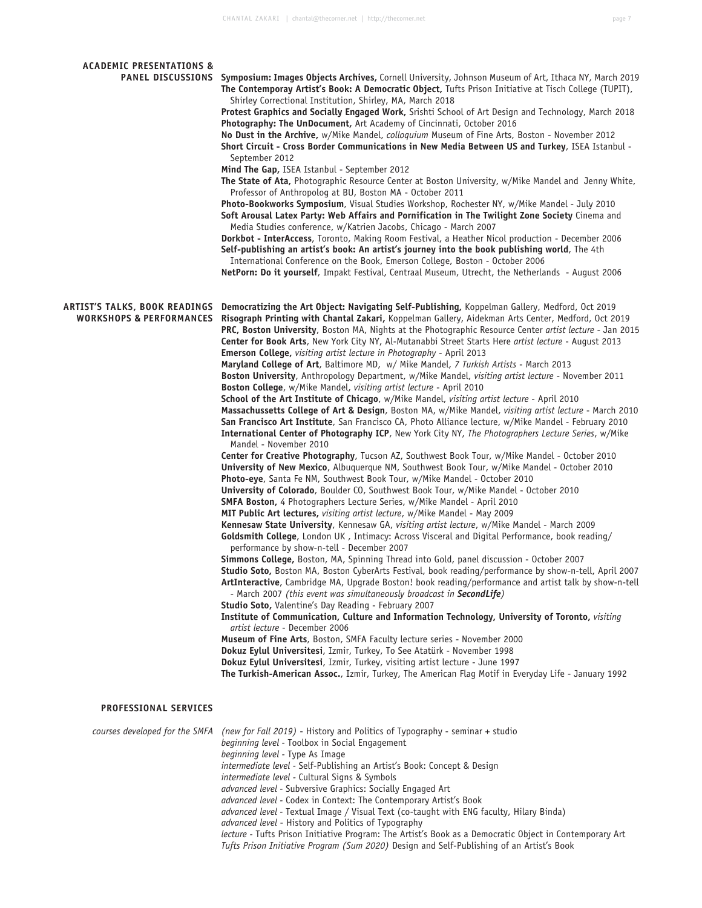## ACADEMIC PRESENTATIONS & PANEL DISCUSSIONS

**Symposium: Images Objects Archives,** Cornell University, Johnson Museum of Art, Ithaca NY, March 2019
**The Contemporay Artist's Book: A Democratic Object,** Tufts Prison Initiative at Tisch College (TUPIT), Shirley Correctional Institution, Shirley, MA, March 2018
**Protest Graphics and Socially Engaged Work,** Srishti School of Art Design and Technology, March 2018
**Photography: The UnDocument,** Art Academy of Cincinnati, October 2016
**No Dust in the Archive,** w/Mike Mandel, *colloquium* Museum of Fine Arts, Boston - November 2012
**Short Circuit - Cross Border Communications in New Media Between US and Turkey**, ISEA Istanbul - September 2012
**Mind The Gap,** ISEA Istanbul - September 2012
**The State of Ata,** Photographic Resource Center at Boston University, w/Mike Mandel and Jenny White, Professor of Anthropolog at BU, Boston MA - October 2011
**Photo-Bookworks Symposium**, Visual Studies Workshop, Rochester NY, w/Mike Mandel - July 2010
**Soft Arousal Latex Party: Web Affairs and Pornification in The Twilight Zone Society** Cinema and Media Studies conference, w/Katrien Jacobs, Chicago - March 2007
**Dorkbot - InterAccess**, Toronto, Making Room Festival, a Heather Nicol production - December 2006
**Self-publishing an artist's book: An artist's journey into the book publishing world**, The 4th International Conference on the Book, Emerson College, Boston - October 2006
**NetPorn: Do it yourself**, Impakt Festival, Centraal Museum, Utrecht, the Netherlands - August 2006

## ARTIST'S TALKS, BOOK READINGS WORKSHOPS & PERFORMANCES

**Democratizing the Art Object: Navigating Self-Publishing,** Koppelman Gallery, Medford, Oct 2019
**Risograph Printing with Chantal Zakari,** Koppelman Gallery, Aidekman Arts Center, Medford, Oct 2019
**PRC, Boston University**, Boston MA, Nights at the Photographic Resource Center *artist lecture* - Jan 2015
**Center for Book Arts**, New York City NY, Al-Mutanabbi Street Starts Here *artist lecture* - August 2013
**Emerson College,** *visiting artist lecture in Photography* - April 2013
**Maryland College of Art**, Baltimore MD, w/ Mike Mandel, *7 Turkish Artists* - March 2013
**Boston University**, Anthropology Department, w/Mike Mandel, *visiting artist lecture* - November 2011
**Boston College**, w/Mike Mandel, *visiting artist lecture* - April 2010
**School of the Art Institute of Chicago**, w/Mike Mandel, *visiting artist lecture* - April 2010
**Massachussetts College of Art & Design**, Boston MA, w/Mike Mandel, *visiting artist lecture* - March 2010
**San Francisco Art Institute**, San Francisco CA, Photo Alliance lecture, w/Mike Mandel - February 2010
**International Center of Photography ICP**, New York City NY, *The Photographers Lecture Series*, w/Mike Mandel - November 2010
**Center for Creative Photography**, Tucson AZ, Southwest Book Tour, w/Mike Mandel - October 2010
**University of New Mexico**, Albuquerque NM, Southwest Book Tour, w/Mike Mandel - October 2010
**Photo-eye**, Santa Fe NM, Southwest Book Tour, w/Mike Mandel - October 2010
**University of Colorado**, Boulder CO, Southwest Book Tour, w/Mike Mandel - October 2010
**SMFA Boston,** 4 Photographers Lecture Series, w/Mike Mandel - April 2010
**MIT Public Art lectures,** *visiting artist lecture*, w/Mike Mandel - May 2009
**Kennesaw State University**, Kennesaw GA, *visiting artist lecture*, w/Mike Mandel - March 2009
**Goldsmith College**, London UK , Intimacy: Across Visceral and Digital Performance, book reading/ performance by show-n-tell - December 2007
**Simmons College,** Boston, MA, Spinning Thread into Gold, panel discussion - October 2007
**Studio Soto,** Boston MA, Boston CyberArts Festival, book reading/performance by show-n-tell, April 2007
**ArtInteractive**, Cambridge MA, Upgrade Boston! book reading/performance and artist talk by show-n-tell - March 2007 *(this event was simultaneously broadcast in **SecondLife**)*
**Studio Soto,** Valentine's Day Reading - February 2007
**Institute of Communication, Culture and Information Technology, University of Toronto,** *visiting artist lecture* - December 2006
**Museum of Fine Arts**, Boston, SMFA Faculty lecture series - November 2000
**Dokuz Eylul Universitesi**, Izmir, Turkey, To See Atatürk - November 1998
**Dokuz Eylul Universitesi**, Izmir, Turkey, visiting artist lecture - June 1997
**The Turkish-American Assoc.**, Izmir, Turkey, The American Flag Motif in Everyday Life - January 1992

## PROFESSIONAL SERVICES

*courses developed for the SMFA*

*(new for Fall 2019)* - History and Politics of Typography - seminar + studio
*beginning level* - Toolbox in Social Engagement
*beginning level* - Type As Image
*intermediate level* - Self-Publishing an Artist's Book: Concept & Design
*intermediate level* - Cultural Signs & Symbols
*advanced level* - Subversive Graphics: Socially Engaged Art
*advanced level* - Codex in Context: The Contemporary Artist's Book
*advanced level* - Textual Image / Visual Text (co-taught with ENG faculty, Hilary Binda)
*advanced level* - History and Politics of Typography
*lecture* - Tufts Prison Initiative Program: The Artist's Book as a Democratic Object in Contemporary Art
*Tufts Prison Initiative Program (Sum 2020)* Design and Self-Publishing of an Artist's Book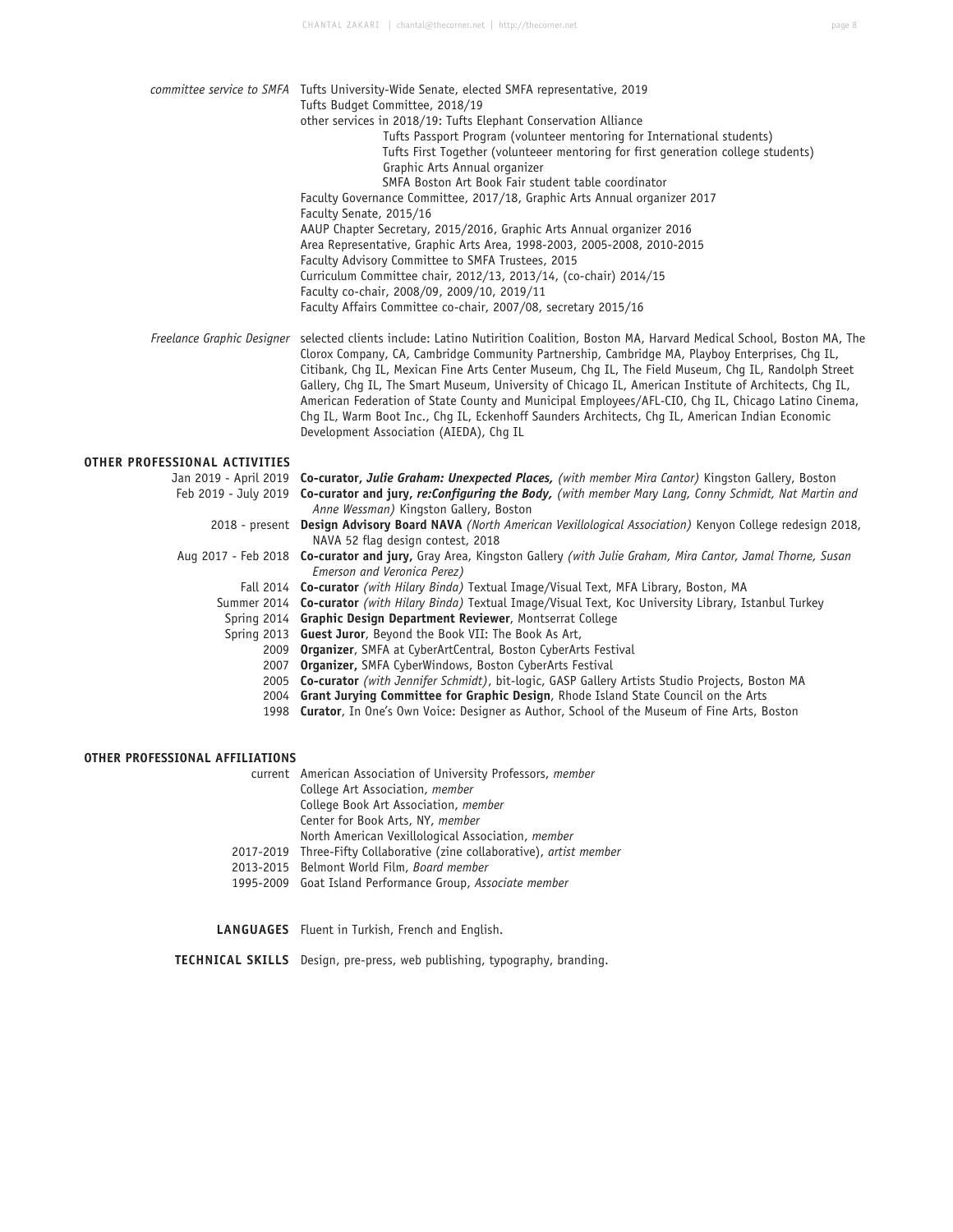*committee service to SMFA* Tufts University-Wide Senate, elected SMFA representative, 2019
Tufts Budget Committee, 2018/19
other services in 2018/19: Tufts Elephant Conservation Alliance
Tufts Passport Program (volunteer mentoring for International students)
Tufts First Together (volunteeer mentoring for first generation college students)
Graphic Arts Annual organizer
SMFA Boston Art Book Fair student table coordinator
Faculty Governance Committee, 2017/18, Graphic Arts Annual organizer 2017
Faculty Senate, 2015/16
AAUP Chapter Secretary, 2015/2016, Graphic Arts Annual organizer 2016
Area Representative, Graphic Arts Area, 1998-2003, 2005-2008, 2010-2015
Faculty Advisory Committee to SMFA Trustees, 2015
Curriculum Committee chair, 2012/13, 2013/14, (co-chair) 2014/15
Faculty co-chair, 2008/09, 2009/10, 2019/11
Faculty Affairs Committee co-chair, 2007/08, secretary 2015/16

*Freelance Graphic Designer* selected clients include: Latino Nutirition Coalition, Boston MA, Harvard Medical School, Boston MA, The Clorox Company, CA, Cambridge Community Partnership, Cambridge MA, Playboy Enterprises, Chg IL, Citibank, Chg IL, Mexican Fine Arts Center Museum, Chg IL, The Field Museum, Chg IL, Randolph Street Gallery, Chg IL, The Smart Museum, University of Chicago IL, American Institute of Architects, Chg IL, American Federation of State County and Municipal Employees/AFL-CIO, Chg IL, Chicago Latino Cinema, Chg IL, Warm Boot Inc., Chg IL, Eckenhoff Saunders Architects, Chg IL, American Indian Economic Development Association (AIEDA), Chg IL

## OTHER PROFESSIONAL ACTIVITIES

Jan 2019 - April 2019 **Co-curator, *Julie Graham: Unexpected Places,*** *(with member Mira Cantor)* Kingston Gallery, Boston
Feb 2019 - July 2019 **Co-curator and jury, *re:Configuring the Body,*** *(with member Mary Lang, Conny Schmidt, Nat Martin and Anne Wessman)* Kingston Gallery, Boston
2018 - present **Design Advisory Board NAVA** *(North American Vexillological Association)* Kenyon College redesign 2018, NAVA 52 flag design contest, 2018
Aug 2017 - Feb 2018 **Co-curator and jury,** Gray Area, Kingston Gallery *(with Julie Graham, Mira Cantor, Jamal Thorne, Susan Emerson and Veronica Perez)*
Fall 2014 **Co-curator** *(with Hilary Binda)* Textual Image/Visual Text, MFA Library, Boston, MA
Summer 2014 **Co-curator** *(with Hilary Binda)* Textual Image/Visual Text, Koc University Library, Istanbul Turkey
Spring 2014 **Graphic Design Department Reviewer**, Montserrat College
Spring 2013 **Guest Juror**, Beyond the Book VII: The Book As Art,
2009 **Organizer**, SMFA at CyberArtCentral, Boston CyberArts Festival
2007 **Organizer,** SMFA CyberWindows, Boston CyberArts Festival
2005 **Co-curator** *(with Jennifer Schmidt)*, bit-logic, GASP Gallery Artists Studio Projects, Boston MA
2004 **Grant Jurying Committee for Graphic Design**, Rhode Island State Council on the Arts
1998 **Curator**, In One's Own Voice: Designer as Author, School of the Museum of Fine Arts, Boston

## OTHER PROFESSIONAL AFFILIATIONS

current American Association of University Professors, *member*
College Art Association, *member*
College Book Art Association, *member*
Center for Book Arts, NY, *member*
North American Vexillological Association, *member*
2017-2019 Three-Fifty Collaborative (zine collaborative), *artist member*
2013-2015 Belmont World Film, *Board member*
1995-2009 Goat Island Performance Group, *Associate member*

**LANGUAGES** Fluent in Turkish, French and English.

**TECHNICAL SKILLS** Design, pre-press, web publishing, typography, branding.